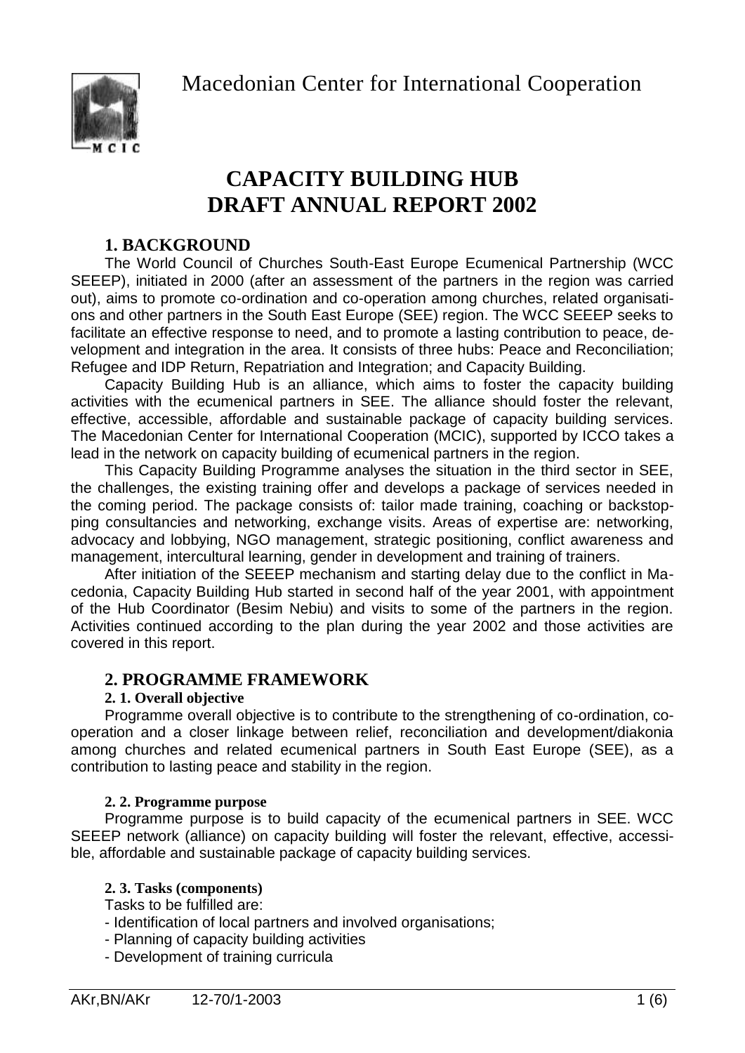Macedonian Center for International Cooperation

# CAPACITY BUILDING HUB
# DRAFT ANNUAL REPORT 2002

## 1. BACKGROUND

The World Council of Churches South-East Europe Ecumenical Partnership (WCC SEEEP), initiated in 2000 (after an assessment of the partners in the region was carried out), aims to promote co-ordination and co-operation among churches, related organisations and other partners in the South East Europe (SEE) region. The WCC SEEEP seeks to facilitate an effective response to need, and to promote a lasting contribution to peace, development and integration in the area. It consists of three hubs: Peace and Reconciliation; Refugee and IDP Return, Repatriation and Integration; and Capacity Building.

Capacity Building Hub is an alliance, which aims to foster the capacity building activities with the ecumenical partners in SEE. The alliance should foster the relevant, effective, accessible, affordable and sustainable package of capacity building services. The Macedonian Center for International Cooperation (MCIC), supported by ICCO takes a lead in the network on capacity building of ecumenical partners in the region.

This Capacity Building Programme analyses the situation in the third sector in SEE, the challenges, the existing training offer and develops a package of services needed in the coming period. The package consists of: tailor made training, coaching or backstopping consultancies and networking, exchange visits. Areas of expertise are: networking, advocacy and lobbying, NGO management, strategic positioning, conflict awareness and management, intercultural learning, gender in development and training of trainers.

After initiation of the SEEEP mechanism and starting delay due to the conflict in Macedonia, Capacity Building Hub started in second half of the year 2001, with appointment of the Hub Coordinator (Besim Nebiu) and visits to some of the partners in the region. Activities continued according to the plan during the year 2002 and those activities are covered in this report.

## 2. PROGRAMME FRAMEWORK

### 2. 1. Overall objective

Programme overall objective is to contribute to the strengthening of co-ordination, co-operation and a closer linkage between relief, reconciliation and development/diakonia among churches and related ecumenical partners in South East Europe (SEE), as a contribution to lasting peace and stability in the region.

### 2. 2. Programme purpose

Programme purpose is to build capacity of the ecumenical partners in SEE. WCC SEEEP network (alliance) on capacity building will foster the relevant, effective, accessible, affordable and sustainable package of capacity building services.

### 2. 3. Tasks (components)

Tasks to be fulfilled are:

- Identification of local partners and involved organisations;
- Planning of capacity building activities
- Development of training curricula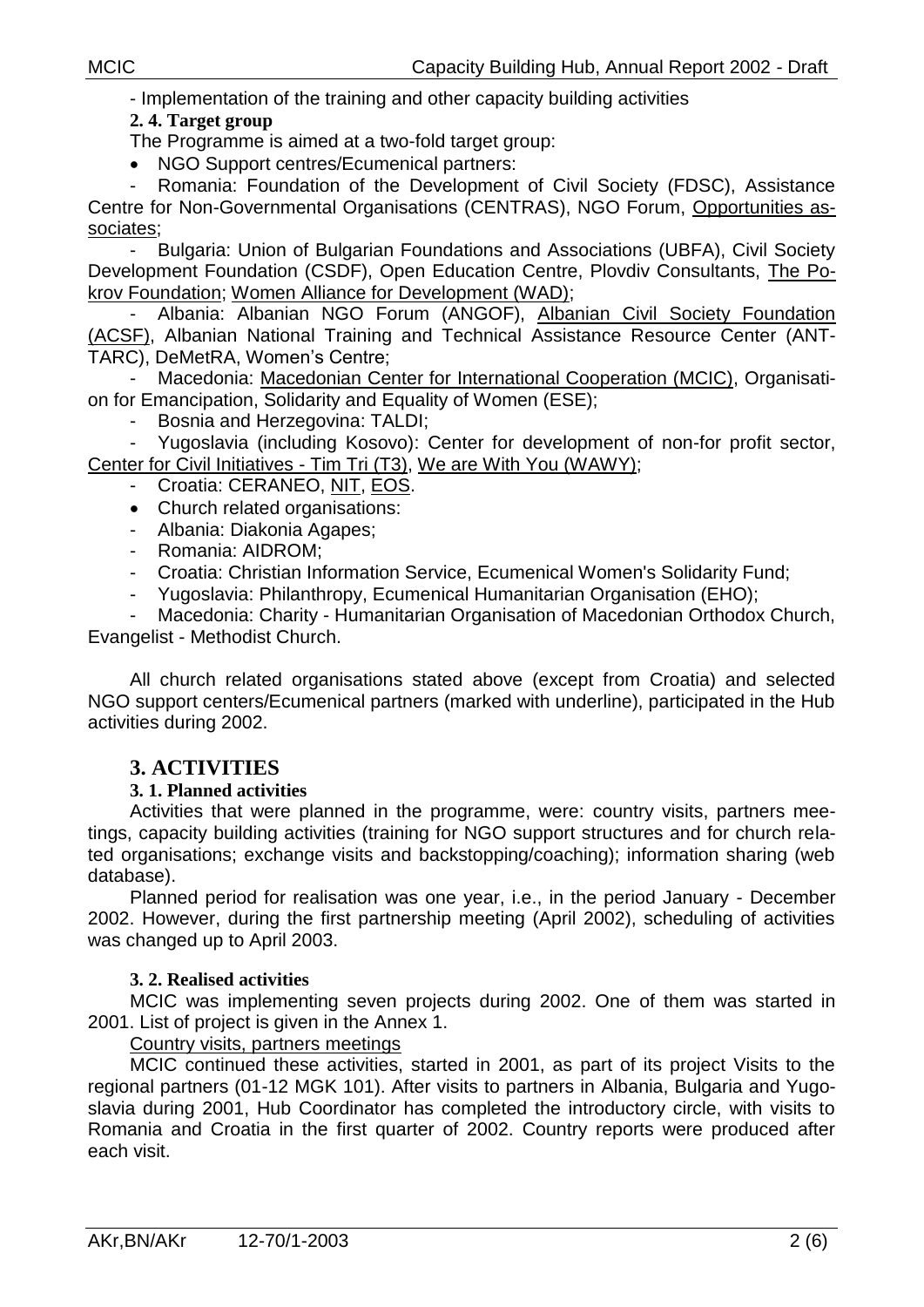- Implementation of the training and other capacity building activities

**2. 4. Target group**

The Programme is aimed at a two-fold target group:

- NGO Support centres/Ecumenical partners:

- Romania: Foundation of the Development of Civil Society (FDSC), Assistance Centre for Non-Governmental Organisations (CENTRAS), NGO Forum, <u>Opportunities associates</u>;

- Bulgaria: Union of Bulgarian Foundations and Associations (UBFA), Civil Society Development Foundation (CSDF), Open Education Centre, Plovdiv Consultants, <u>The Pokrov Foundation</u>; <u>Women Alliance for Development (WAD)</u>;

- Albania: Albanian NGO Forum (ANGOF), <u>Albanian Civil Society Foundation (ACSF)</u>, Albanian National Training and Technical Assistance Resource Center (ANTTARC), DeMetRA, Women's Centre;

- Macedonia: <u>Macedonian Center for International Cooperation (MCIC)</u>, Organisation for Emancipation, Solidarity and Equality of Women (ESE);

- Bosnia and Herzegovina: TALDI;

- Yugoslavia (including Kosovo): Center for development of non-for profit sector, <u>Center for Civil Initiatives - Tim Tri (T3)</u>, <u>We are With You (WAWY)</u>;

- Croatia: CERANEO, <u>NIT</u>, <u>EOS</u>.

- Church related organisations:
- Albania: Diakonia Agapes;
- Romania: AIDROM;
- Croatia: Christian Information Service, Ecumenical Women's Solidarity Fund;
- Yugoslavia: Philanthropy, Ecumenical Humanitarian Organisation (EHO);
- Macedonia: Charity - Humanitarian Organisation of Macedonian Orthodox Church, Evangelist - Methodist Church.

All church related organisations stated above (except from Croatia) and selected NGO support centers/Ecumenical partners (marked with underline), participated in the Hub activities during 2002.

# 3. ACTIVITIES

**3. 1. Planned activities**

Activities that were planned in the programme, were: country visits, partners meetings, capacity building activities (training for NGO support structures and for church related organisations; exchange visits and backstopping/coaching); information sharing (web database).

Planned period for realisation was one year, i.e., in the period January - December 2002. However, during the first partnership meeting (April 2002), scheduling of activities was changed up to April 2003.

**3. 2. Realised activities**

MCIC was implementing seven projects during 2002. One of them was started in 2001. List of project is given in the Annex 1.

<u>Country visits, partners meetings</u>

MCIC continued these activities, started in 2001, as part of its project Visits to the regional partners (01-12 MGK 101). After visits to partners in Albania, Bulgaria and Yugoslavia during 2001, Hub Coordinator has completed the introductory circle, with visits to Romania and Croatia in the first quarter of 2002. Country reports were produced after each visit.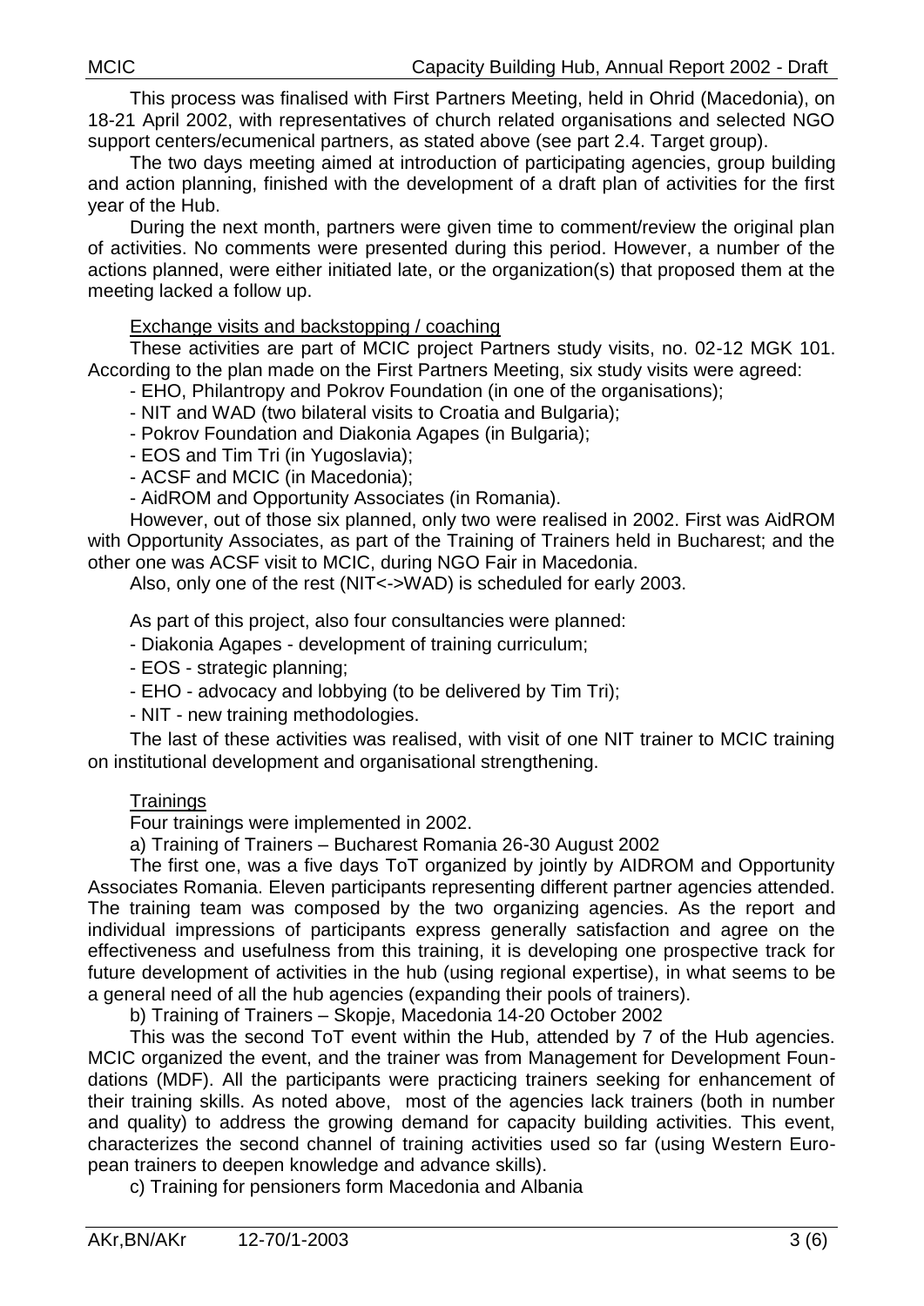This process was finalised with First Partners Meeting, held in Ohrid (Macedonia), on 18-21 April 2002, with representatives of church related organisations and selected NGO support centers/ecumenical partners, as stated above (see part 2.4. Target group).

The two days meeting aimed at introduction of participating agencies, group building and action planning, finished with the development of a draft plan of activities for the first year of the Hub.

During the next month, partners were given time to comment/review the original plan of activities. No comments were presented during this period. However, a number of the actions planned, were either initiated late, or the organization(s) that proposed them at the meeting lacked a follow up.

Exchange visits and backstopping / coaching

These activities are part of MCIC project Partners study visits, no. 02-12 MGK 101. According to the plan made on the First Partners Meeting, six study visits were agreed:

- EHO, Philantropy and Pokrov Foundation (in one of the organisations);
- NIT and WAD (two bilateral visits to Croatia and Bulgaria);
- Pokrov Foundation and Diakonia Agapes (in Bulgaria);
- EOS and Tim Tri (in Yugoslavia);
- ACSF and MCIC (in Macedonia);
- AidROM and Opportunity Associates (in Romania).

However, out of those six planned, only two were realised in 2002. First was AidROM with Opportunity Associates, as part of the Training of Trainers held in Bucharest; and the other one was ACSF visit to MCIC, during NGO Fair in Macedonia.

Also, only one of the rest (NIT<->WAD) is scheduled for early 2003.

As part of this project, also four consultancies were planned:

- Diakonia Agapes - development of training curriculum;
- EOS - strategic planning;
- EHO - advocacy and lobbying (to be delivered by Tim Tri);
- NIT - new training methodologies.

The last of these activities was realised, with visit of one NIT trainer to MCIC training on institutional development and organisational strengthening.

Trainings

Four trainings were implemented in 2002.

a) Training of Trainers – Bucharest Romania 26-30 August 2002

The first one, was a five days ToT organized by jointly by AIDROM and Opportunity Associates Romania. Eleven participants representing different partner agencies attended. The training team was composed by the two organizing agencies. As the report and individual impressions of participants express generally satisfaction and agree on the effectiveness and usefulness from this training, it is developing one prospective track for future development of activities in the hub (using regional expertise), in what seems to be a general need of all the hub agencies (expanding their pools of trainers).

b) Training of Trainers – Skopje, Macedonia 14-20 October 2002

This was the second ToT event within the Hub, attended by 7 of the Hub agencies. MCIC organized the event, and the trainer was from Management for Development Foundations (MDF). All the participants were practicing trainers seeking for enhancement of their training skills. As noted above, most of the agencies lack trainers (both in number and quality) to address the growing demand for capacity building activities. This event, characterizes the second channel of training activities used so far (using Western European trainers to deepen knowledge and advance skills).

c) Training for pensioners form Macedonia and Albania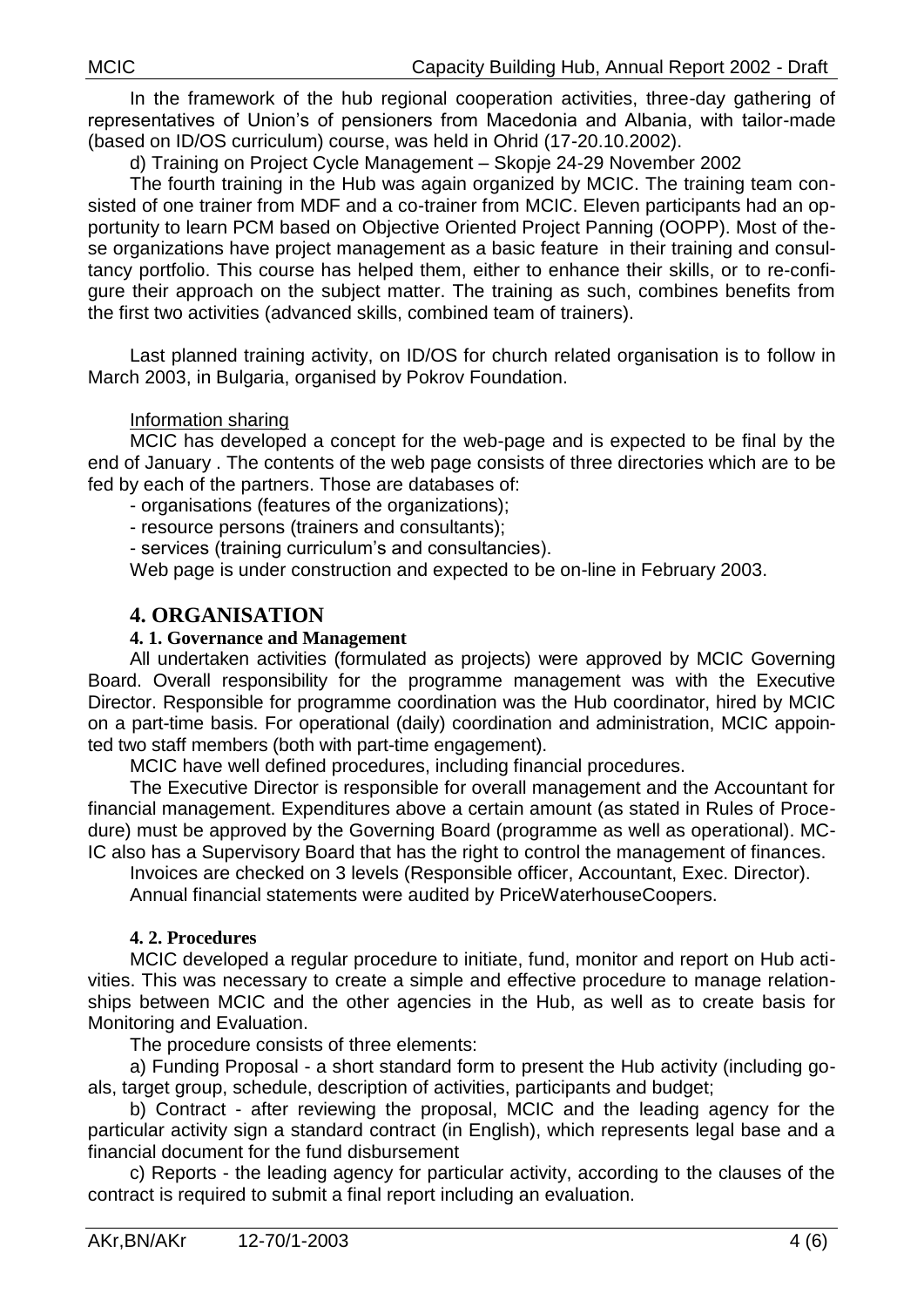In the framework of the hub regional cooperation activities, three-day gathering of representatives of Union's of pensioners from Macedonia and Albania, with tailor-made (based on ID/OS curriculum) course, was held in Ohrid (17-20.10.2002).

d) Training on Project Cycle Management – Skopje 24-29 November 2002

The fourth training in the Hub was again organized by MCIC. The training team consisted of one trainer from MDF and a co-trainer from MCIC. Eleven participants had an opportunity to learn PCM based on Objective Oriented Project Panning (OOPP). Most of these organizations have project management as a basic feature in their training and consultancy portfolio. This course has helped them, either to enhance their skills, or to re-configure their approach on the subject matter. The training as such, combines benefits from the first two activities (advanced skills, combined team of trainers).

Last planned training activity, on ID/OS for church related organisation is to follow in March 2003, in Bulgaria, organised by Pokrov Foundation.

Information sharing

MCIC has developed a concept for the web-page and is expected to be final by the end of January . The contents of the web page consists of three directories which are to be fed by each of the partners. Those are databases of:

- organisations (features of the organizations);
- resource persons (trainers and consultants);
- services (training curriculum's and consultancies).

Web page is under construction and expected to be on-line in February 2003.

# 4. ORGANISATION

## 4. 1. Governance and Management

All undertaken activities (formulated as projects) were approved by MCIC Governing Board. Overall responsibility for the programme management was with the Executive Director. Responsible for programme coordination was the Hub coordinator, hired by MCIC on a part-time basis. For operational (daily) coordination and administration, MCIC appointed two staff members (both with part-time engagement).

MCIC have well defined procedures, including financial procedures.

The Executive Director is responsible for overall management and the Accountant for financial management. Expenditures above a certain amount (as stated in Rules of Procedure) must be approved by the Governing Board (programme as well as operational). MCIC also has a Supervisory Board that has the right to control the management of finances.

Invoices are checked on 3 levels (Responsible officer, Accountant, Exec. Director).

Annual financial statements were audited by PriceWaterhouseCoopers.

## 4. 2. Procedures

MCIC developed a regular procedure to initiate, fund, monitor and report on Hub activities. This was necessary to create a simple and effective procedure to manage relationships between MCIC and the other agencies in the Hub, as well as to create basis for Monitoring and Evaluation.

The procedure consists of three elements:

a) Funding Proposal - a short standard form to present the Hub activity (including goals, target group, schedule, description of activities, participants and budget;

b) Contract - after reviewing the proposal, MCIC and the leading agency for the particular activity sign a standard contract (in English), which represents legal base and a financial document for the fund disbursement

c) Reports - the leading agency for particular activity, according to the clauses of the contract is required to submit a final report including an evaluation.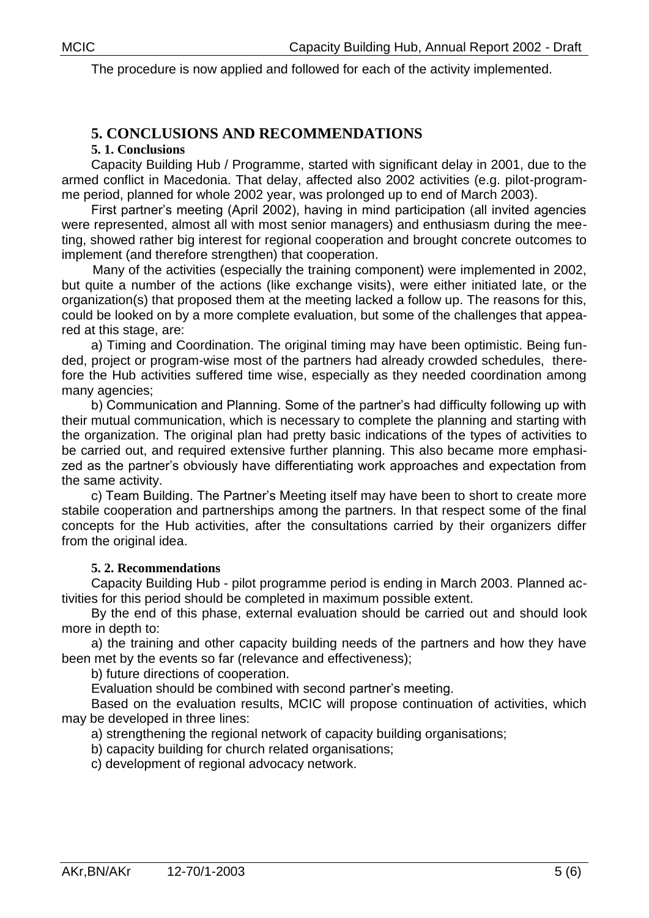The procedure is now applied and followed for each of the activity implemented.

## 5. CONCLUSIONS AND RECOMMENDATIONS

### 5. 1. Conclusions

Capacity Building Hub / Programme, started with significant delay in 2001, due to the armed conflict in Macedonia. That delay, affected also 2002 activities (e.g. pilot-programme period, planned for whole 2002 year, was prolonged up to end of March 2003).

First partner's meeting (April 2002), having in mind participation (all invited agencies were represented, almost all with most senior managers) and enthusiasm during the meeting, showed rather big interest for regional cooperation and brought concrete outcomes to implement (and therefore strengthen) that cooperation.

Many of the activities (especially the training component) were implemented in 2002, but quite a number of the actions (like exchange visits), were either initiated late, or the organization(s) that proposed them at the meeting lacked a follow up. The reasons for this, could be looked on by a more complete evaluation, but some of the challenges that appeared at this stage, are:

a) Timing and Coordination. The original timing may have been optimistic. Being funded, project or program-wise most of the partners had already crowded schedules, therefore the Hub activities suffered time wise, especially as they needed coordination among many agencies;

b) Communication and Planning. Some of the partner's had difficulty following up with their mutual communication, which is necessary to complete the planning and starting with the organization. The original plan had pretty basic indications of the types of activities to be carried out, and required extensive further planning. This also became more emphasized as the partner's obviously have differentiating work approaches and expectation from the same activity.

c) Team Building. The Partner's Meeting itself may have been to short to create more stabile cooperation and partnerships among the partners. In that respect some of the final concepts for the Hub activities, after the consultations carried by their organizers differ from the original idea.

### 5. 2. Recommendations

Capacity Building Hub - pilot programme period is ending in March 2003. Planned activities for this period should be completed in maximum possible extent.

By the end of this phase, external evaluation should be carried out and should look more in depth to:

a) the training and other capacity building needs of the partners and how they have been met by the events so far (relevance and effectiveness);

b) future directions of cooperation.

Evaluation should be combined with second partner's meeting.

Based on the evaluation results, MCIC will propose continuation of activities, which may be developed in three lines:

a) strengthening the regional network of capacity building organisations;

b) capacity building for church related organisations;

c) development of regional advocacy network.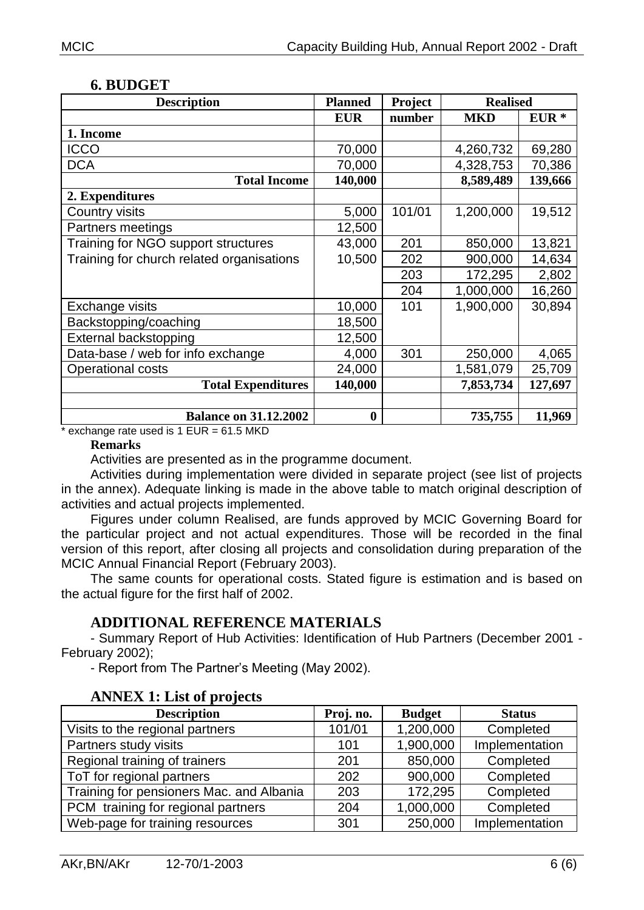## 6. BUDGET

| Description | Planned | Project | Realised | |
|---|---|---|---|---|
| | EUR | number | MKD | EUR * |
| **1. Income** | | | | |
| ICCO | 70,000 | | 4,260,732 | 69,280 |
| DCA | 70,000 | | 4,328,753 | 70,386 |
| **Total Income** | **140,000** | | **8,589,489** | **139,666** |
| **2. Expenditures** | | | | |
| Country visits | 5,000 | 101/01 | 1,200,000 | 19,512 |
| Partners meetings | 12,500 | | | |
| Training for NGO support structures | 43,000 | 201 | 850,000 | 13,821 |
| Training for church related organisations | 10,500 | 202 | 900,000 | 14,634 |
| | | 203 | 172,295 | 2,802 |
| | | 204 | 1,000,000 | 16,260 |
| Exchange visits | 10,000 | 101 | 1,900,000 | 30,894 |
| Backstopping/coaching | 18,500 | | | |
| External backstopping | 12,500 | | | |
| Data-base / web for info exchange | 4,000 | 301 | 250,000 | 4,065 |
| Operational costs | 24,000 | | 1,581,079 | 25,709 |
| **Total Expenditures** | **140,000** | | **7,853,734** | **127,697** |
| | | | | |
| **Balance on 31.12.2002** | **0** | | **735,755** | **11,969** |

* exchange rate used is 1 EUR = 61.5 MKD

**Remarks**

Activities are presented as in the programme document.

Activities during implementation were divided in separate project (see list of projects in the annex). Adequate linking is made in the above table to match original description of activities and actual projects implemented.

Figures under column Realised, are funds approved by MCIC Governing Board for the particular project and not actual expenditures. Those will be recorded in the final version of this report, after closing all projects and consolidation during preparation of the MCIC Annual Financial Report (February 2003).

The same counts for operational costs. Stated figure is estimation and is based on the actual figure for the first half of 2002.

## ADDITIONAL REFERENCE MATERIALS

- Summary Report of Hub Activities: Identification of Hub Partners (December 2001 - February 2002);
- Report from The Partner's Meeting (May 2002).

## ANNEX 1: List of projects

| Description | Proj. no. | Budget | Status |
|---|---|---|---|
| Visits to the regional partners | 101/01 | 1,200,000 | Completed |
| Partners study visits | 101 | 1,900,000 | Implementation |
| Regional training of trainers | 201 | 850,000 | Completed |
| ToT for regional partners | 202 | 900,000 | Completed |
| Training for pensioners Mac. and Albania | 203 | 172,295 | Completed |
| PCM training for regional partners | 204 | 1,000,000 | Completed |
| Web-page for training resources | 301 | 250,000 | Implementation |

AKr,BN/AKr 12-70/1-2003